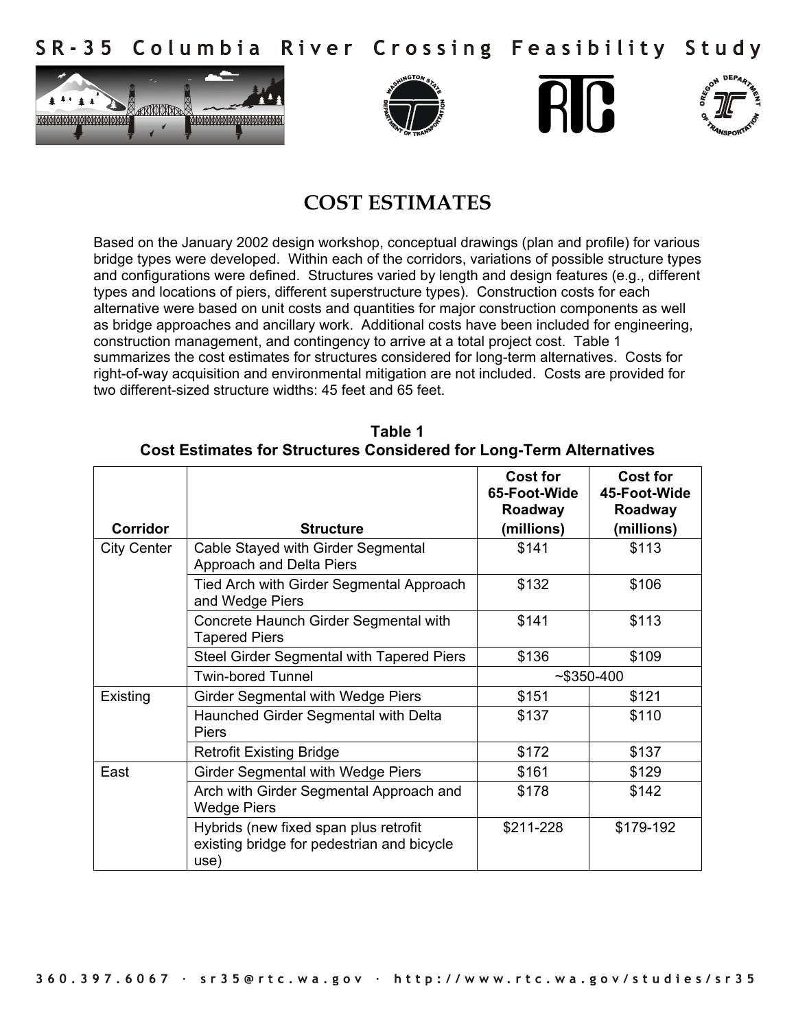# SR-35 Columbia River Crossing Feasibility Study

## COST ESTIMATES

Based on the January 2002 design workshop, conceptual drawings (plan and profile) for various bridge types were developed. Within each of the corridors, variations of possible structure types and configurations were defined. Structures varied by length and design features (e.g., different types and locations of piers, different superstructure types). Construction costs for each alternative were based on unit costs and quantities for major construction components as well as bridge approaches and ancillary work. Additional costs have been included for engineering, construction management, and contingency to arrive at a total project cost. Table 1 summarizes the cost estimates for structures considered for long-term alternatives. Costs for right-of-way acquisition and environmental mitigation are not included. Costs are provided for two different-sized structure widths: 45 feet and 65 feet.

**Table 1**
**Cost Estimates for Structures Considered for Long-Term Alternatives**

| Corridor | Structure | Cost for 65-Foot-Wide Roadway (millions) | Cost for 45-Foot-Wide Roadway (millions) |
|---|---|---|---|
| City Center | Cable Stayed with Girder Segmental Approach and Delta Piers | $141 | $113 |
| | Tied Arch with Girder Segmental Approach and Wedge Piers | $132 | $106 |
| | Concrete Haunch Girder Segmental with Tapered Piers | $141 | $113 |
| | Steel Girder Segmental with Tapered Piers | $136 | $109 |
| | Twin-bored Tunnel | ~$350-400 | |
| Existing | Girder Segmental with Wedge Piers | $151 | $121 |
| | Haunched Girder Segmental with Delta Piers | $137 | $110 |
| | Retrofit Existing Bridge | $172 | $137 |
| East | Girder Segmental with Wedge Piers | $161 | $129 |
| | Arch with Girder Segmental Approach and Wedge Piers | $178 | $142 |
| | Hybrids (new fixed span plus retrofit existing bridge for pedestrian and bicycle use) | $211-228 | $179-192 |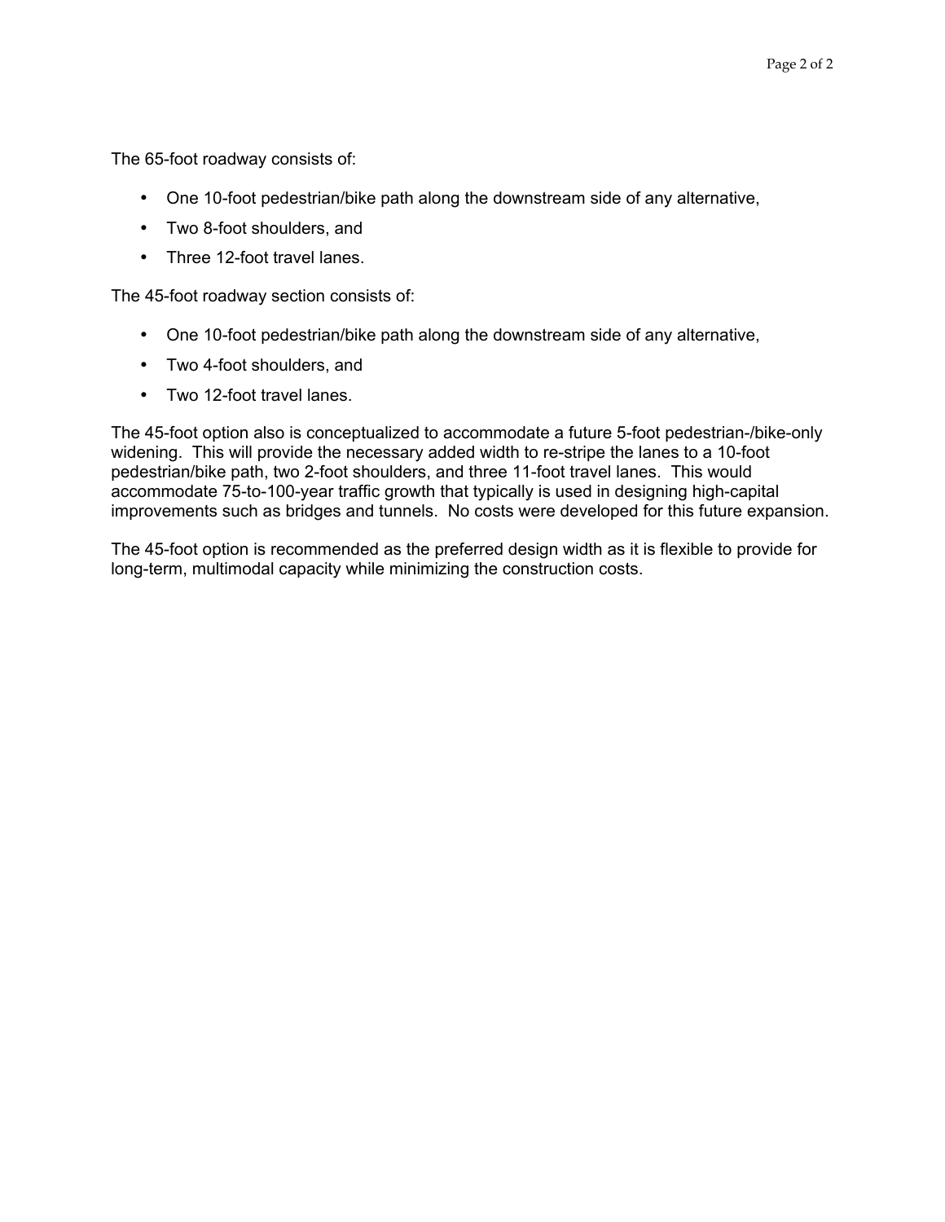The 65-foot roadway consists of:

- One 10-foot pedestrian/bike path along the downstream side of any alternative,
- Two 8-foot shoulders, and
- Three 12-foot travel lanes.

The 45-foot roadway section consists of:

- One 10-foot pedestrian/bike path along the downstream side of any alternative,
- Two 4-foot shoulders, and
- Two 12-foot travel lanes.

The 45-foot option also is conceptualized to accommodate a future 5-foot pedestrian-/bike-only widening. This will provide the necessary added width to re-stripe the lanes to a 10-foot pedestrian/bike path, two 2-foot shoulders, and three 11-foot travel lanes. This would accommodate 75-to-100-year traffic growth that typically is used in designing high-capital improvements such as bridges and tunnels. No costs were developed for this future expansion.

The 45-foot option is recommended as the preferred design width as it is flexible to provide for long-term, multimodal capacity while minimizing the construction costs.